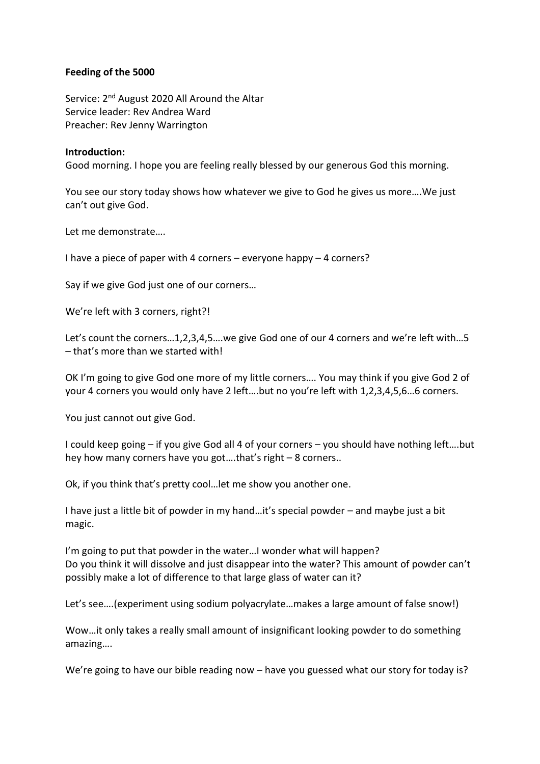**Feeding of the 5000**

Service: 2nd August 2020 All Around the Altar
Service leader: Rev Andrea Ward
Preacher: Rev Jenny Warrington

**Introduction:**
Good morning. I hope you are feeling really blessed by our generous God this morning.

You see our story today shows how whatever we give to God he gives us more….We just can't out give God.

Let me demonstrate….

I have a piece of paper with 4 corners – everyone happy – 4 corners?

Say if we give God just one of our corners…

We're left with 3 corners, right?!

Let's count the corners…1,2,3,4,5….we give God one of our 4 corners and we're left with…5 – that's more than we started with!

OK I'm going to give God one more of my little corners…. You may think if you give God 2 of your 4 corners you would only have 2 left….but no you're left with 1,2,3,4,5,6…6 corners.

You just cannot out give God.

I could keep going – if you give God all 4 of your corners – you should have nothing left….but hey how many corners have you got….that's right – 8 corners..

Ok, if you think that's pretty cool…let me show you another one.

I have just a little bit of powder in my hand…it's special powder – and maybe just a bit magic.

I'm going to put that powder in the water…I wonder what will happen?
Do you think it will dissolve and just disappear into the water? This amount of powder can't possibly make a lot of difference to that large glass of water can it?

Let's see….(experiment using sodium polyacrylate…makes a large amount of false snow!)

Wow…it only takes a really small amount of insignificant looking powder to do something amazing….

We're going to have our bible reading now – have you guessed what our story for today is?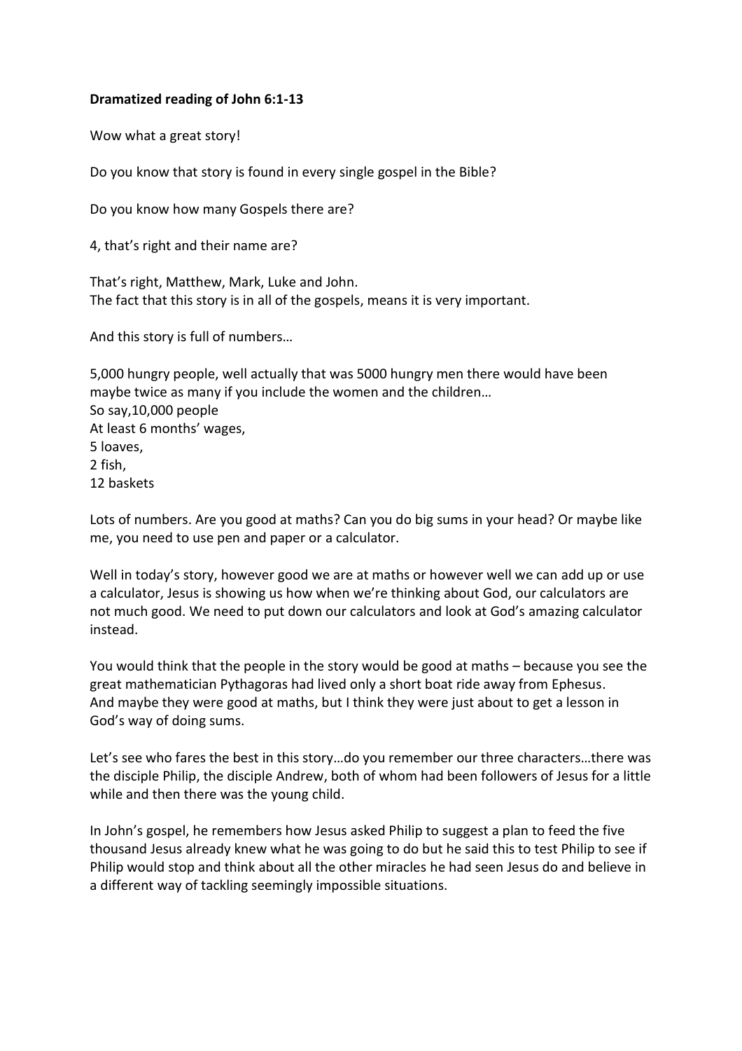**Dramatized reading of John 6:1-13**

Wow what a great story!

Do you know that story is found in every single gospel in the Bible?

Do you know how many Gospels there are?

4, that's right and their name are?

That's right, Matthew, Mark, Luke and John.
The fact that this story is in all of the gospels, means it is very important.

And this story is full of numbers…

5,000 hungry people, well actually that was 5000 hungry men there would have been maybe twice as many if you include the women and the children…
So say,10,000 people
At least 6 months' wages,
5 loaves,
2 fish,
12 baskets

Lots of numbers. Are you good at maths? Can you do big sums in your head? Or maybe like me, you need to use pen and paper or a calculator.

Well in today's story, however good we are at maths or however well we can add up or use a calculator, Jesus is showing us how when we're thinking about God, our calculators are not much good. We need to put down our calculators and look at God's amazing calculator instead.

You would think that the people in the story would be good at maths – because you see the great mathematician Pythagoras had lived only a short boat ride away from Ephesus.
And maybe they were good at maths, but I think they were just about to get a lesson in God's way of doing sums.

Let's see who fares the best in this story…do you remember our three characters…there was the disciple Philip, the disciple Andrew, both of whom had been followers of Jesus for a little while and then there was the young child.

In John's gospel, he remembers how Jesus asked Philip to suggest a plan to feed the five thousand Jesus already knew what he was going to do but he said this to test Philip to see if Philip would stop and think about all the other miracles he had seen Jesus do and believe in a different way of tackling seemingly impossible situations.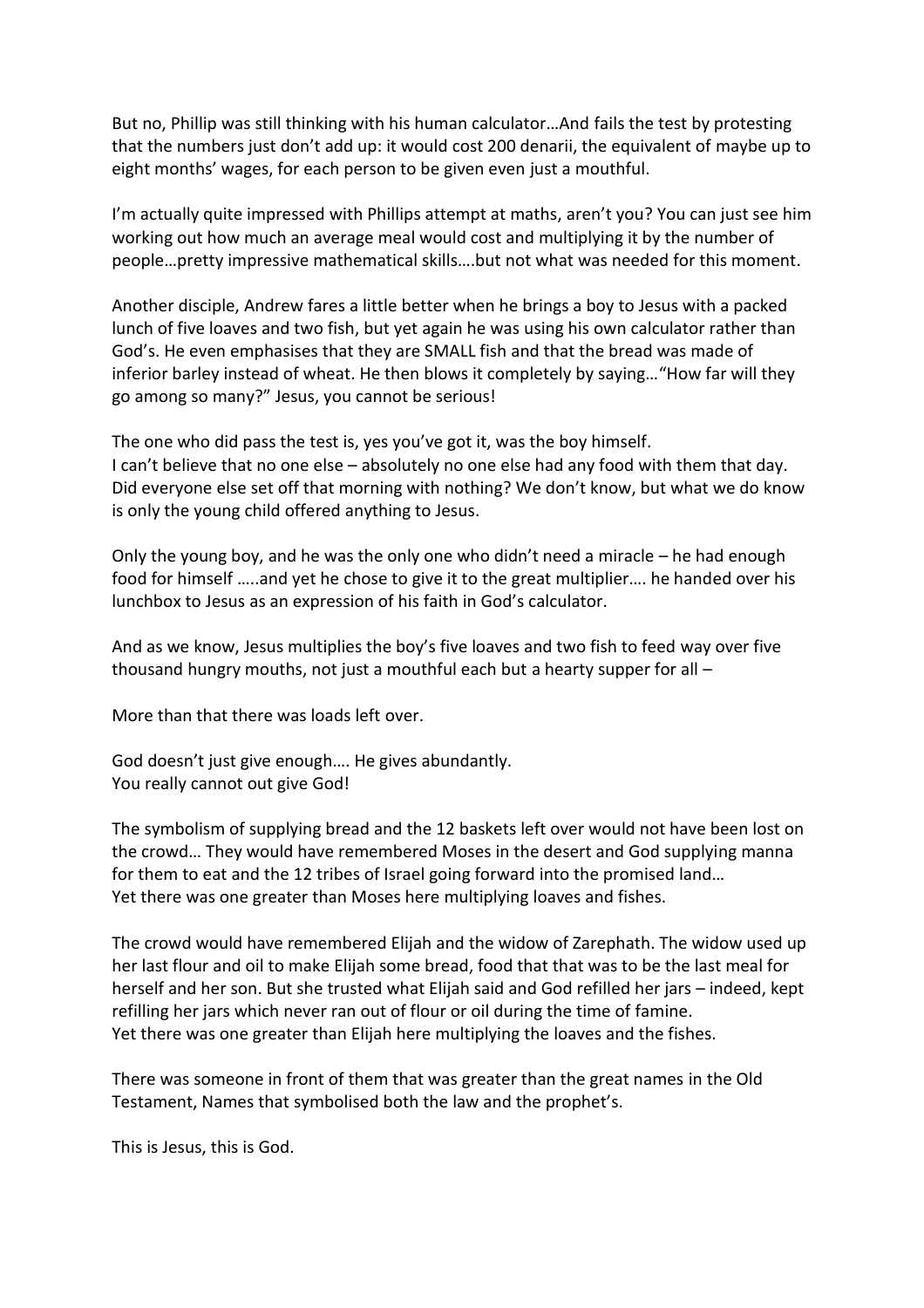But no, Phillip was still thinking with his human calculator…And fails the test by protesting that the numbers just don't add up: it would cost 200 denarii, the equivalent of maybe up to eight months' wages, for each person to be given even just a mouthful.

I'm actually quite impressed with Phillips attempt at maths, aren't you? You can just see him working out how much an average meal would cost and multiplying it by the number of people…pretty impressive mathematical skills….but not what was needed for this moment.

Another disciple, Andrew fares a little better when he brings a boy to Jesus with a packed lunch of five loaves and two fish, but yet again he was using his own calculator rather than God's. He even emphasises that they are SMALL fish and that the bread was made of inferior barley instead of wheat. He then blows it completely by saying…"How far will they go among so many?" Jesus, you cannot be serious!

The one who did pass the test is, yes you've got it, was the boy himself.
I can't believe that no one else – absolutely no one else had any food with them that day. Did everyone else set off that morning with nothing? We don't know, but what we do know is only the young child offered anything to Jesus.

Only the young boy, and he was the only one who didn't need a miracle – he had enough food for himself …..and yet he chose to give it to the great multiplier…. he handed over his lunchbox to Jesus as an expression of his faith in God's calculator.

And as we know, Jesus multiplies the boy's five loaves and two fish to feed way over five thousand hungry mouths, not just a mouthful each but a hearty supper for all –

More than that there was loads left over.

God doesn't just give enough…. He gives abundantly.
You really cannot out give God!

The symbolism of supplying bread and the 12 baskets left over would not have been lost on the crowd… They would have remembered Moses in the desert and God supplying manna for them to eat and the 12 tribes of Israel going forward into the promised land…
Yet there was one greater than Moses here multiplying loaves and fishes.

The crowd would have remembered Elijah and the widow of Zarephath. The widow used up her last flour and oil to make Elijah some bread, food that that was to be the last meal for herself and her son. But she trusted what Elijah said and God refilled her jars – indeed, kept refilling her jars which never ran out of flour or oil during the time of famine.
Yet there was one greater than Elijah here multiplying the loaves and the fishes.

There was someone in front of them that was greater than the great names in the Old Testament, Names that symbolised both the law and the prophet's.

This is Jesus, this is God.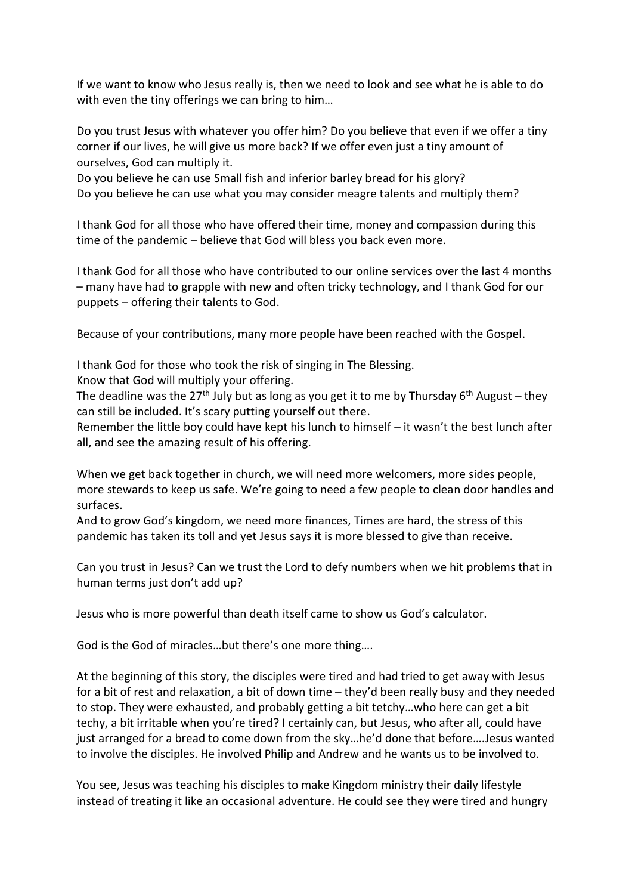If we want to know who Jesus really is, then we need to look and see what he is able to do with even the tiny offerings we can bring to him…

Do you trust Jesus with whatever you offer him? Do you believe that even if we offer a tiny corner if our lives, he will give us more back? If we offer even just a tiny amount of ourselves, God can multiply it.
Do you believe he can use Small fish and inferior barley bread for his glory?
Do you believe he can use what you may consider meagre talents and multiply them?

I thank God for all those who have offered their time, money and compassion during this time of the pandemic – believe that God will bless you back even more.

I thank God for all those who have contributed to our online services over the last 4 months – many have had to grapple with new and often tricky technology, and I thank God for our puppets – offering their talents to God.

Because of your contributions, many more people have been reached with the Gospel.

I thank God for those who took the risk of singing in The Blessing.
Know that God will multiply your offering.
The deadline was the 27th July but as long as you get it to me by Thursday 6th August – they can still be included. It's scary putting yourself out there.
Remember the little boy could have kept his lunch to himself – it wasn't the best lunch after all, and see the amazing result of his offering.

When we get back together in church, we will need more welcomers, more sides people, more stewards to keep us safe. We're going to need a few people to clean door handles and surfaces.
And to grow God's kingdom, we need more finances, Times are hard, the stress of this pandemic has taken its toll and yet Jesus says it is more blessed to give than receive.

Can you trust in Jesus? Can we trust the Lord to defy numbers when we hit problems that in human terms just don't add up?

Jesus who is more powerful than death itself came to show us God's calculator.

God is the God of miracles…but there's one more thing….

At the beginning of this story, the disciples were tired and had tried to get away with Jesus for a bit of rest and relaxation, a bit of down time – they'd been really busy and they needed to stop. They were exhausted, and probably getting a bit tetchy…who here can get a bit techy, a bit irritable when you're tired? I certainly can, but Jesus, who after all, could have just arranged for a bread to come down from the sky…he'd done that before….Jesus wanted to involve the disciples. He involved Philip and Andrew and he wants us to be involved to.

You see, Jesus was teaching his disciples to make Kingdom ministry their daily lifestyle instead of treating it like an occasional adventure. He could see they were tired and hungry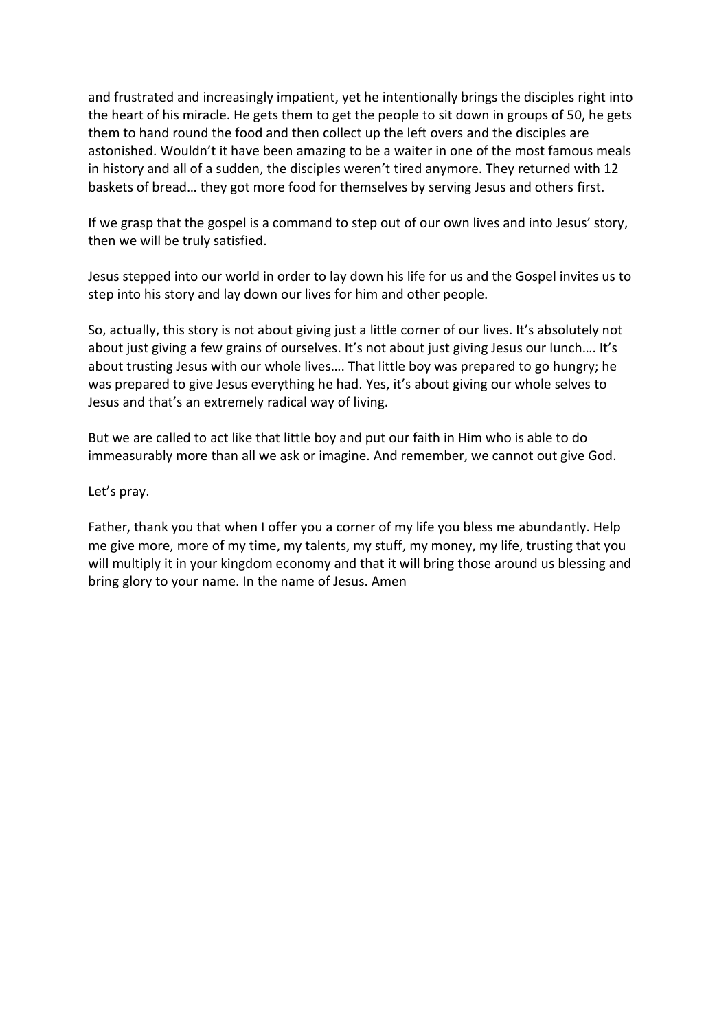and frustrated and increasingly impatient, yet he intentionally brings the disciples right into the heart of his miracle. He gets them to get the people to sit down in groups of 50, he gets them to hand round the food and then collect up the left overs and the disciples are astonished. Wouldn't it have been amazing to be a waiter in one of the most famous meals in history and all of a sudden, the disciples weren't tired anymore. They returned with 12 baskets of bread… they got more food for themselves by serving Jesus and others first.

If we grasp that the gospel is a command to step out of our own lives and into Jesus' story, then we will be truly satisfied.

Jesus stepped into our world in order to lay down his life for us and the Gospel invites us to step into his story and lay down our lives for him and other people.

So, actually, this story is not about giving just a little corner of our lives. It's absolutely not about just giving a few grains of ourselves. It's not about just giving Jesus our lunch…. It's about trusting Jesus with our whole lives…. That little boy was prepared to go hungry; he was prepared to give Jesus everything he had. Yes, it's about giving our whole selves to Jesus and that's an extremely radical way of living.

But we are called to act like that little boy and put our faith in Him who is able to do immeasurably more than all we ask or imagine. And remember, we cannot out give God.

Let's pray.

Father, thank you that when I offer you a corner of my life you bless me abundantly. Help me give more, more of my time, my talents, my stuff, my money, my life, trusting that you will multiply it in your kingdom economy and that it will bring those around us blessing and bring glory to your name. In the name of Jesus. Amen